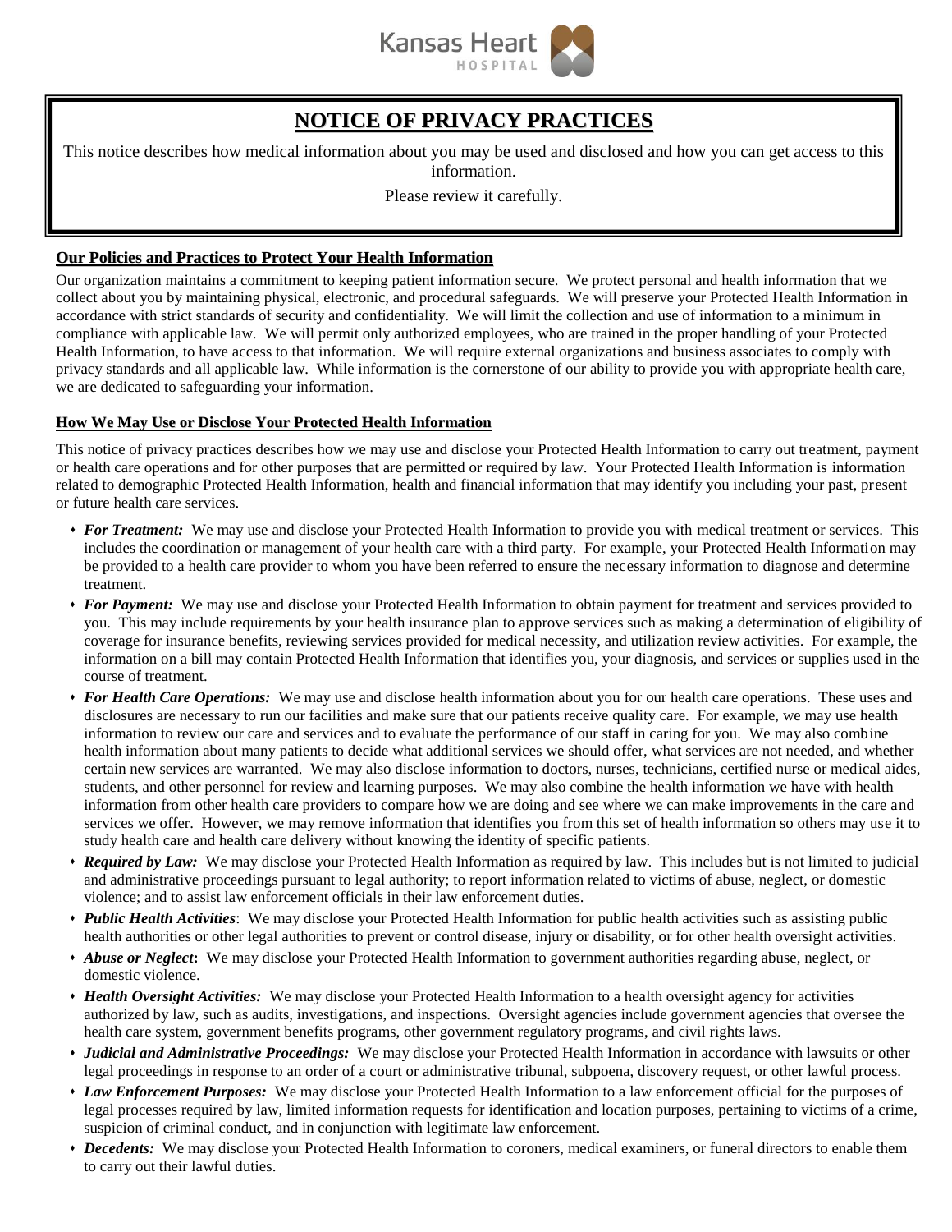Kansas Heart HOSPITAL

# NOTICE OF PRIVACY PRACTICES

This notice describes how medical information about you may be used and disclosed and how you can get access to this information.

Please review it carefully.

## Our Policies and Practices to Protect Your Health Information

Our organization maintains a commitment to keeping patient information secure. We protect personal and health information that we collect about you by maintaining physical, electronic, and procedural safeguards. We will preserve your Protected Health Information in accordance with strict standards of security and confidentiality. We will limit the collection and use of information to a minimum in compliance with applicable law. We will permit only authorized employees, who are trained in the proper handling of your Protected Health Information, to have access to that information. We will require external organizations and business associates to comply with privacy standards and all applicable law. While information is the cornerstone of our ability to provide you with appropriate health care, we are dedicated to safeguarding your information.

## How We May Use or Disclose Your Protected Health Information

This notice of privacy practices describes how we may use and disclose your Protected Health Information to carry out treatment, payment or health care operations and for other purposes that are permitted or required by law. Your Protected Health Information is information related to demographic Protected Health Information, health and financial information that may identify you including your past, present or future health care services.

- ***For Treatment:*** We may use and disclose your Protected Health Information to provide you with medical treatment or services. This includes the coordination or management of your health care with a third party. For example, your Protected Health Information may be provided to a health care provider to whom you have been referred to ensure the necessary information to diagnose and determine treatment.
- ***For Payment:*** We may use and disclose your Protected Health Information to obtain payment for treatment and services provided to you. This may include requirements by your health insurance plan to approve services such as making a determination of eligibility of coverage for insurance benefits, reviewing services provided for medical necessity, and utilization review activities. For example, the information on a bill may contain Protected Health Information that identifies you, your diagnosis, and services or supplies used in the course of treatment.
- ***For Health Care Operations:*** We may use and disclose health information about you for our health care operations. These uses and disclosures are necessary to run our facilities and make sure that our patients receive quality care. For example, we may use health information to review our care and services and to evaluate the performance of our staff in caring for you. We may also combine health information about many patients to decide what additional services we should offer, what services are not needed, and whether certain new services are warranted. We may also disclose information to doctors, nurses, technicians, certified nurse or medical aides, students, and other personnel for review and learning purposes. We may also combine the health information we have with health information from other health care providers to compare how we are doing and see where we can make improvements in the care and services we offer. However, we may remove information that identifies you from this set of health information so others may use it to study health care and health care delivery without knowing the identity of specific patients.
- ***Required by Law:*** We may disclose your Protected Health Information as required by law. This includes but is not limited to judicial and administrative proceedings pursuant to legal authority; to report information related to victims of abuse, neglect, or domestic violence; and to assist law enforcement officials in their law enforcement duties.
- ***Public Health Activities***: We may disclose your Protected Health Information for public health activities such as assisting public health authorities or other legal authorities to prevent or control disease, injury or disability, or for other health oversight activities.
- ***Abuse or Neglect*****:** We may disclose your Protected Health Information to government authorities regarding abuse, neglect, or domestic violence.
- ***Health Oversight Activities:*** We may disclose your Protected Health Information to a health oversight agency for activities authorized by law, such as audits, investigations, and inspections. Oversight agencies include government agencies that oversee the health care system, government benefits programs, other government regulatory programs, and civil rights laws.
- ***Judicial and Administrative Proceedings:*** We may disclose your Protected Health Information in accordance with lawsuits or other legal proceedings in response to an order of a court or administrative tribunal, subpoena, discovery request, or other lawful process.
- ***Law Enforcement Purposes:*** We may disclose your Protected Health Information to a law enforcement official for the purposes of legal processes required by law, limited information requests for identification and location purposes, pertaining to victims of a crime, suspicion of criminal conduct, and in conjunction with legitimate law enforcement.
- ***Decedents:*** We may disclose your Protected Health Information to coroners, medical examiners, or funeral directors to enable them to carry out their lawful duties.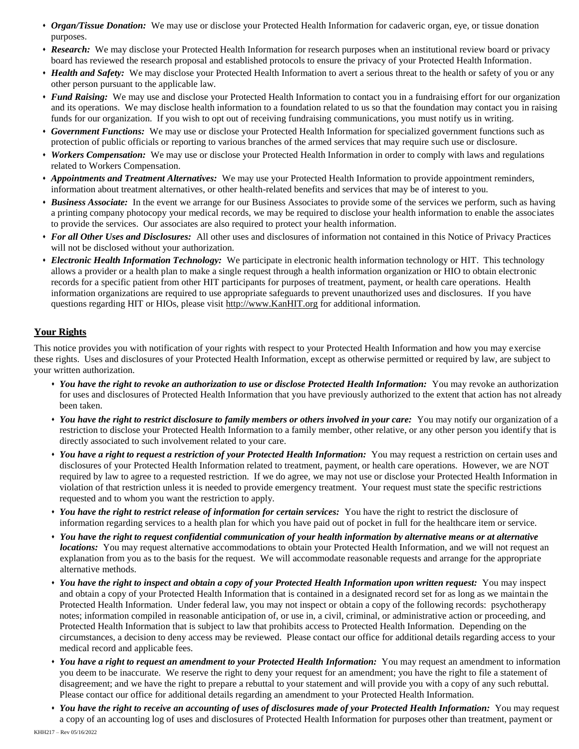- ***Organ/Tissue Donation:*** We may use or disclose your Protected Health Information for cadaveric organ, eye, or tissue donation purposes.
- ***Research:*** We may disclose your Protected Health Information for research purposes when an institutional review board or privacy board has reviewed the research proposal and established protocols to ensure the privacy of your Protected Health Information.
- ***Health and Safety:*** We may disclose your Protected Health Information to avert a serious threat to the health or safety of you or any other person pursuant to the applicable law.
- ***Fund Raising:*** We may use and disclose your Protected Health Information to contact you in a fundraising effort for our organization and its operations. We may disclose health information to a foundation related to us so that the foundation may contact you in raising funds for our organization. If you wish to opt out of receiving fundraising communications, you must notify us in writing.
- ***Government Functions:*** We may use or disclose your Protected Health Information for specialized government functions such as protection of public officials or reporting to various branches of the armed services that may require such use or disclosure.
- ***Workers Compensation:*** We may use or disclose your Protected Health Information in order to comply with laws and regulations related to Workers Compensation.
- ***Appointments and Treatment Alternatives:*** We may use your Protected Health Information to provide appointment reminders, information about treatment alternatives, or other health-related benefits and services that may be of interest to you.
- ***Business Associate:*** In the event we arrange for our Business Associates to provide some of the services we perform, such as having a printing company photocopy your medical records, we may be required to disclose your health information to enable the associates to provide the services. Our associates are also required to protect your health information.
- ***For all Other Uses and Disclosures:*** All other uses and disclosures of information not contained in this Notice of Privacy Practices will not be disclosed without your authorization.
- ***Electronic Health Information Technology:*** We participate in electronic health information technology or HIT. This technology allows a provider or a health plan to make a single request through a health information organization or HIO to obtain electronic records for a specific patient from other HIT participants for purposes of treatment, payment, or health care operations. Health information organizations are required to use appropriate safeguards to prevent unauthorized uses and disclosures. If you have questions regarding HIT or HIOs, please visit http://www.KanHIT.org for additional information.

## Your Rights

This notice provides you with notification of your rights with respect to your Protected Health Information and how you may exercise these rights. Uses and disclosures of your Protected Health Information, except as otherwise permitted or required by law, are subject to your written authorization.

- ***You have the right to revoke an authorization to use or disclose Protected Health Information:*** You may revoke an authorization for uses and disclosures of Protected Health Information that you have previously authorized to the extent that action has not already been taken.
- ***You have the right to restrict disclosure to family members or others involved in your care:*** You may notify our organization of a restriction to disclose your Protected Health Information to a family member, other relative, or any other person you identify that is directly associated to such involvement related to your care.
- ***You have a right to request a restriction of your Protected Health Information:*** You may request a restriction on certain uses and disclosures of your Protected Health Information related to treatment, payment, or health care operations. However, we are NOT required by law to agree to a requested restriction. If we do agree, we may not use or disclose your Protected Health Information in violation of that restriction unless it is needed to provide emergency treatment. Your request must state the specific restrictions requested and to whom you want the restriction to apply.
- ***You have the right to restrict release of information for certain services:*** You have the right to restrict the disclosure of information regarding services to a health plan for which you have paid out of pocket in full for the healthcare item or service.
- ***You have the right to request confidential communication of your health information by alternative means or at alternative locations:*** You may request alternative accommodations to obtain your Protected Health Information, and we will not request an explanation from you as to the basis for the request. We will accommodate reasonable requests and arrange for the appropriate alternative methods.
- ***You have the right to inspect and obtain a copy of your Protected Health Information upon written request:*** You may inspect and obtain a copy of your Protected Health Information that is contained in a designated record set for as long as we maintain the Protected Health Information. Under federal law, you may not inspect or obtain a copy of the following records: psychotherapy notes; information compiled in reasonable anticipation of, or use in, a civil, criminal, or administrative action or proceeding, and Protected Health Information that is subject to law that prohibits access to Protected Health Information. Depending on the circumstances, a decision to deny access may be reviewed. Please contact our office for additional details regarding access to your medical record and applicable fees.
- ***You have a right to request an amendment to your Protected Health Information:*** You may request an amendment to information you deem to be inaccurate. We reserve the right to deny your request for an amendment; you have the right to file a statement of disagreement; and we have the right to prepare a rebuttal to your statement and will provide you with a copy of any such rebuttal. Please contact our office for additional details regarding an amendment to your Protected Health Information.
- ***You have the right to receive an accounting of uses of disclosures made of your Protected Health Information:*** You may request a copy of an accounting log of uses and disclosures of Protected Health Information for purposes other than treatment, payment or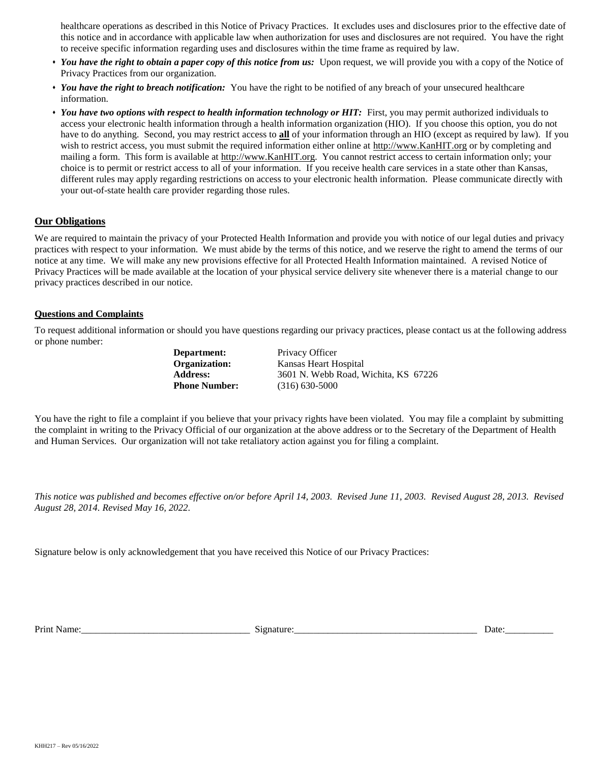healthcare operations as described in this Notice of Privacy Practices. It excludes uses and disclosures prior to the effective date of this notice and in accordance with applicable law when authorization for uses and disclosures are not required. You have the right to receive specific information regarding uses and disclosures within the time frame as required by law.

- ***You have the right to obtain a paper copy of this notice from us:*** Upon request, we will provide you with a copy of the Notice of Privacy Practices from our organization.
- ***You have the right to breach notification:*** You have the right to be notified of any breach of your unsecured healthcare information.
- ***You have two options with respect to health information technology or HIT:*** First, you may permit authorized individuals to access your electronic health information through a health information organization (HIO). If you choose this option, you do not have to do anything. Second, you may restrict access to **all** of your information through an HIO (except as required by law). If you wish to restrict access, you must submit the required information either online at http://www.KanHIT.org or by completing and mailing a form. This form is available at http://www.KanHIT.org. You cannot restrict access to certain information only; your choice is to permit or restrict access to all of your information. If you receive health care services in a state other than Kansas, different rules may apply regarding restrictions on access to your electronic health information. Please communicate directly with your out-of-state health care provider regarding those rules.

## Our Obligations

We are required to maintain the privacy of your Protected Health Information and provide you with notice of our legal duties and privacy practices with respect to your information. We must abide by the terms of this notice, and we reserve the right to amend the terms of our notice at any time. We will make any new provisions effective for all Protected Health Information maintained. A revised Notice of Privacy Practices will be made available at the location of your physical service delivery site whenever there is a material change to our privacy practices described in our notice.

## Questions and Complaints

To request additional information or should you have questions regarding our privacy practices, please contact us at the following address or phone number:

| | |
|---|---|
| **Department:** | Privacy Officer |
| **Organization:** | Kansas Heart Hospital |
| **Address:** | 3601 N. Webb Road, Wichita, KS 67226 |
| **Phone Number:** | (316) 630-5000 |

You have the right to file a complaint if you believe that your privacy rights have been violated. You may file a complaint by submitting the complaint in writing to the Privacy Official of our organization at the above address or to the Secretary of the Department of Health and Human Services. Our organization will not take retaliatory action against you for filing a complaint.

*This notice was published and becomes effective on/or before April 14, 2003. Revised June 11, 2003. Revised August 28, 2013. Revised August 28, 2014. Revised May 16, 2022.*

Signature below is only acknowledgement that you have received this Notice of our Privacy Practices:

Print Name:\_\_\_\_\_\_\_\_\_\_\_\_\_\_\_\_\_\_\_\_\_\_\_\_\_\_\_\_\_\_\_\_\_\_\_ Signature:\_\_\_\_\_\_\_\_\_\_\_\_\_\_\_\_\_\_\_\_\_\_\_\_\_\_\_\_\_\_\_\_\_\_\_\_\_\_\_ Date:\_\_\_\_\_\_\_\_\_\_

KHH217 – Rev 05/16/2022